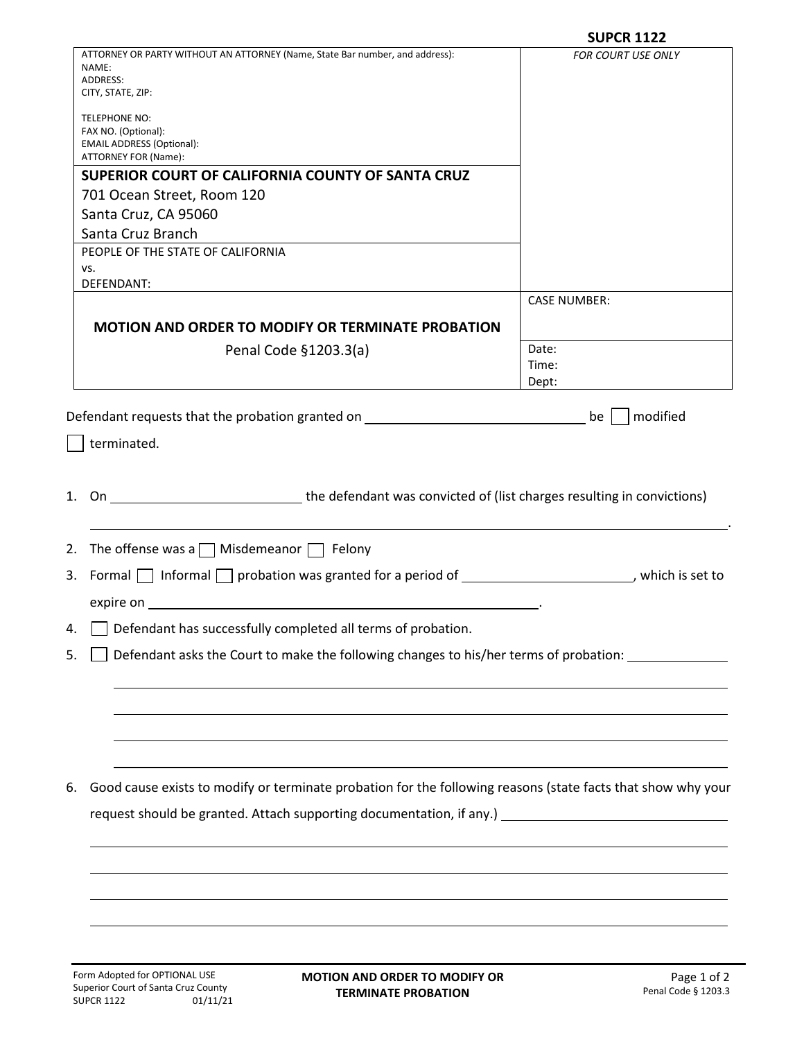**SUPCR 1122**

| ATTORNEY OR PARTY WITHOUT AN ATTORNEY (Name, State Bar number, and address):<br>NAME:<br>ADDRESS:<br>CITY, STATE, ZIP:<br><br>TELEPHONE NO:<br>FAX NO. (Optional):<br>EMAIL ADDRESS (Optional):<br>ATTORNEY FOR (Name): | *FOR COURT USE ONLY* |
|---|---|
| **SUPERIOR COURT OF CALIFORNIA COUNTY OF SANTA CRUZ**<br>701 Ocean Street, Room 120<br>Santa Cruz, CA 95060<br>Santa Cruz Branch | |
| PEOPLE OF THE STATE OF CALIFORNIA<br>vs.<br>DEFENDANT: | |
| | CASE NUMBER: |
| **MOTION AND ORDER TO MODIFY OR TERMINATE PROBATION**<br>Penal Code §1203.3(a) | Date:<br>Time:<br>Dept: |

Defendant requests that the probation granted on ______________________ be ☐ modified ☐ terminated.

1. On ____________________ the defendant was convicted of (list charges resulting in convictions) ______________________________________________.
2. The offense was a ☐ Misdemeanor ☐ Felony
3. Formal ☐ Informal ☐ probation was granted for a period of ____________________, which is set to expire on ______________________________.
4. ☐ Defendant has successfully completed all terms of probation.
5. ☐ Defendant asks the Court to make the following changes to his/her terms of probation: ______________
   ______________________________________________
   ______________________________________________
   ______________________________________________
   ______________________________________________
6. Good cause exists to modify or terminate probation for the following reasons (state facts that show why your request should be granted. Attach supporting documentation, if any.) ______________________
   ______________________________________________
   ______________________________________________
   ______________________________________________
   ______________________________________________

Form Adopted for OPTIONAL USE
Superior Court of Santa Cruz County
SUPCR 1122 01/11/21

**MOTION AND ORDER TO MODIFY OR TERMINATE PROBATION**

Penal Code § 1203.3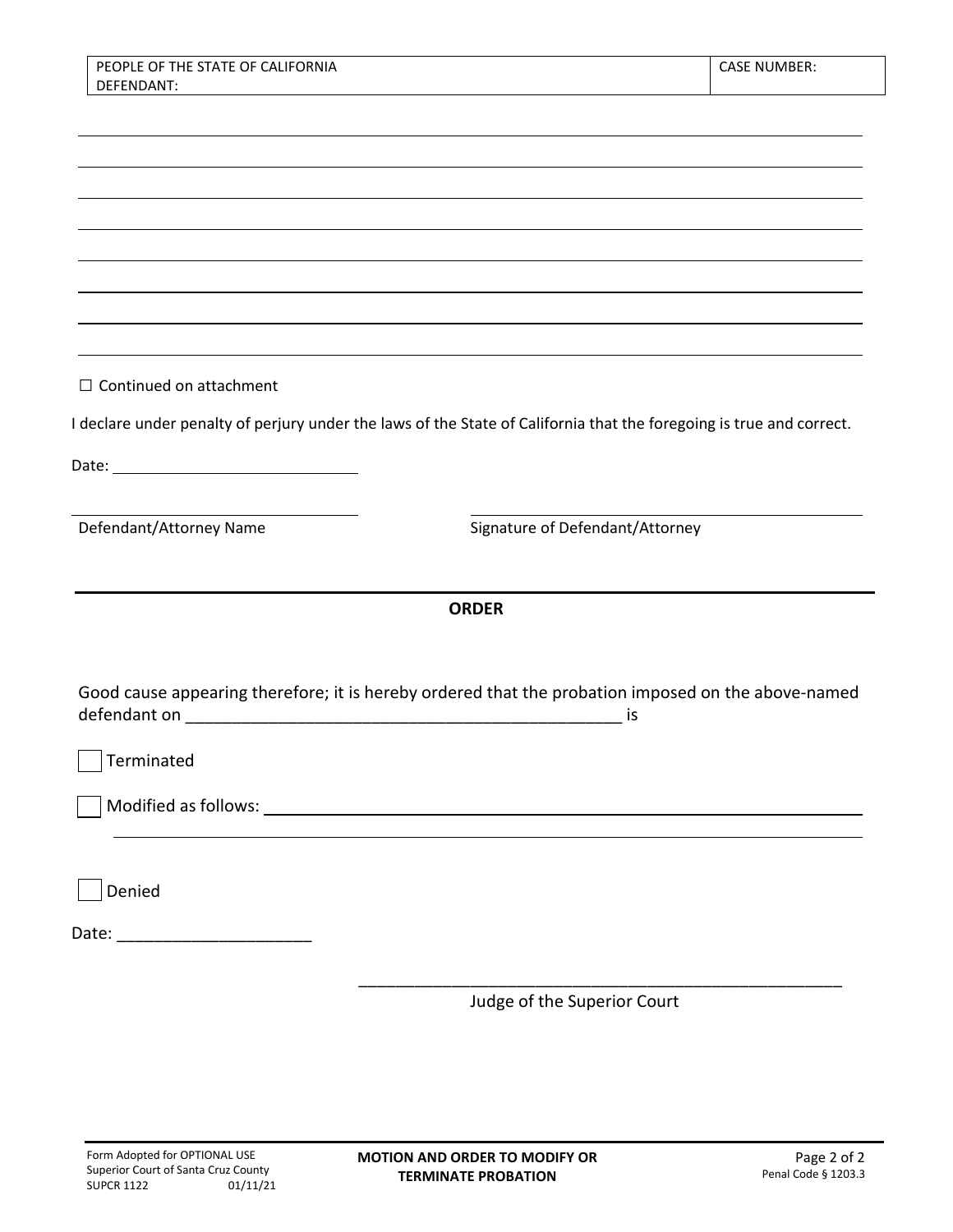| PEOPLE OF THE STATE OF CALIFORNIA<br>DEFENDANT: | CASE NUMBER: |
| --- | --- |

☐ Continued on attachment

I declare under penalty of perjury under the laws of the State of California that the foregoing is true and correct.

Date: ____________________________

____________________________ ____________________________

Defendant/Attorney Name Signature of Defendant/Attorney

## ORDER

Good cause appearing therefore; it is hereby ordered that the probation imposed on the above-named defendant on _______________________________________________ is

☐ Terminated

☐ Modified as follows: ____________________________________________

☐ Denied

Date: _____________________

_______________________________________________

Judge of the Superior Court

Form Adopted for OPTIONAL USE
Superior Court of Santa Cruz County
SUPCR 1122 01/11/21

**MOTION AND ORDER TO MODIFY OR TERMINATE PROBATION**

Penal Code § 1203.3